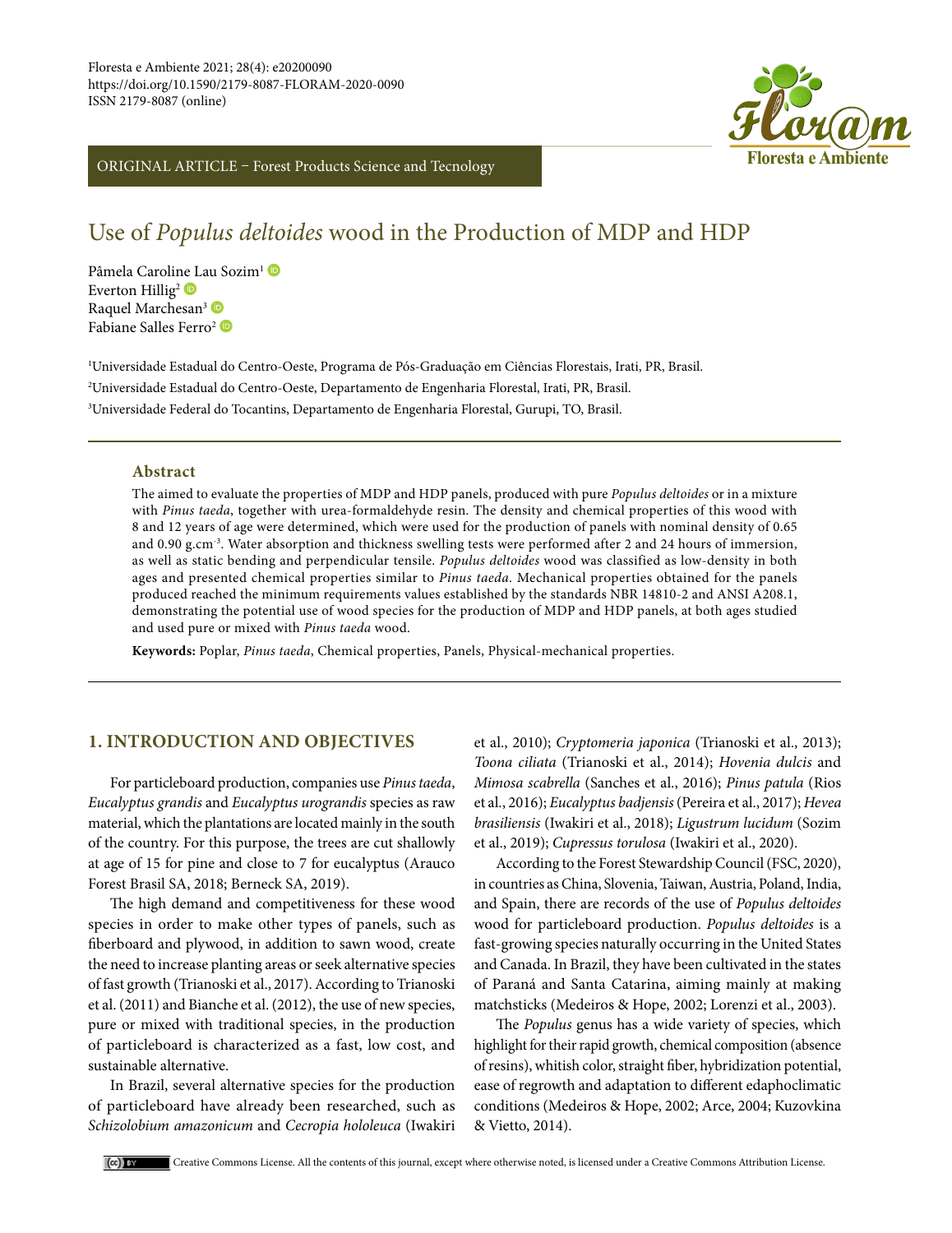ORIGINAL ARTICLE – Forest Products Science and Tecnology

# Use of *Populus deltoides* wood in the Production of MDP and HDP

Pâmela Caroline Lau Sozim[1]
Everton Hillig[2]
Raquel Marchesan[3]
Fabiane Salles Ferro[2]

[1]Universidade Estadual do Centro-Oeste, Programa de Pós-Graduação em Ciências Florestais, Irati, PR, Brasil.
[2]Universidade Estadual do Centro-Oeste, Departamento de Engenharia Florestal, Irati, PR, Brasil.
[3]Universidade Federal do Tocantins, Departamento de Engenharia Florestal, Gurupi, TO, Brasil.

## Abstract

The aimed to evaluate the properties of MDP and HDP panels, produced with pure *Populus deltoides* or in a mixture with *Pinus taeda*, together with urea-formaldehyde resin. The density and chemical properties of this wood with 8 and 12 years of age were determined, which were used for the production of panels with nominal density of 0.65 and 0.90 g.cm$^{-3}$. Water absorption and thickness swelling tests were performed after 2 and 24 hours of immersion, as well as static bending and perpendicular tensile. *Populus deltoides* wood was classified as low-density in both ages and presented chemical properties similar to *Pinus taeda*. Mechanical properties obtained for the panels produced reached the minimum requirements values established by the standards NBR 14810-2 and ANSI A208.1, demonstrating the potential use of wood species for the production of MDP and HDP panels, at both ages studied and used pure or mixed with *Pinus taeda* wood.

**Keywords:** Poplar, *Pinus taeda*, Chemical properties, Panels, Physical-mechanical properties.

## 1. INTRODUCTION AND OBJECTIVES

For particleboard production, companies use *Pinus taeda*, *Eucalyptus grandis* and *Eucalyptus urograndis* species as raw material, which the plantations are located mainly in the south of the country. For this purpose, the trees are cut shallowly at age of 15 for pine and close to 7 for eucalyptus (Arauco Forest Brasil SA, 2018; Berneck SA, 2019).

The high demand and competitiveness for these wood species in order to make other types of panels, such as fiberboard and plywood, in addition to sawn wood, create the need to increase planting areas or seek alternative species of fast growth (Trianoski et al., 2017). According to Trianoski et al. (2011) and Bianche et al. (2012), the use of new species, pure or mixed with traditional species, in the production of particleboard is characterized as a fast, low cost, and sustainable alternative.

In Brazil, several alternative species for the production of particleboard have already been researched, such as *Schizolobium amazonicum* and *Cecropia hololeuca* (Iwakiri et al., 2010); *Cryptomeria japonica* (Trianoski et al., 2013); *Toona ciliata* (Trianoski et al., 2014); *Hovenia dulcis* and *Mimosa scabrella* (Sanches et al., 2016); *Pinus patula* (Rios et al., 2016); *Eucalyptus badjensis* (Pereira et al., 2017); *Hevea brasiliensis* (Iwakiri et al., 2018); *Ligustrum lucidum* (Sozim et al., 2019); *Cupressus torulosa* (Iwakiri et al., 2020).

According to the Forest Stewardship Council (FSC, 2020), in countries as China, Slovenia, Taiwan, Austria, Poland, India, and Spain, there are records of the use of *Populus deltoides* wood for particleboard production. *Populus deltoides* is a fast-growing species naturally occurring in the United States and Canada. In Brazil, they have been cultivated in the states of Paraná and Santa Catarina, aiming mainly at making matchsticks (Medeiros & Hope, 2002; Lorenzi et al., 2003).

The *Populus* genus has a wide variety of species, which highlight for their rapid growth, chemical composition (absence of resins), whitish color, straight fiber, hybridization potential, ease of regrowth and adaptation to different edaphoclimatic conditions (Medeiros & Hope, 2002; Arce, 2004; Kuzovkina & Vietto, 2014).

Creative Commons License. All the contents of this journal, except where otherwise noted, is licensed under a Creative Commons Attribution License.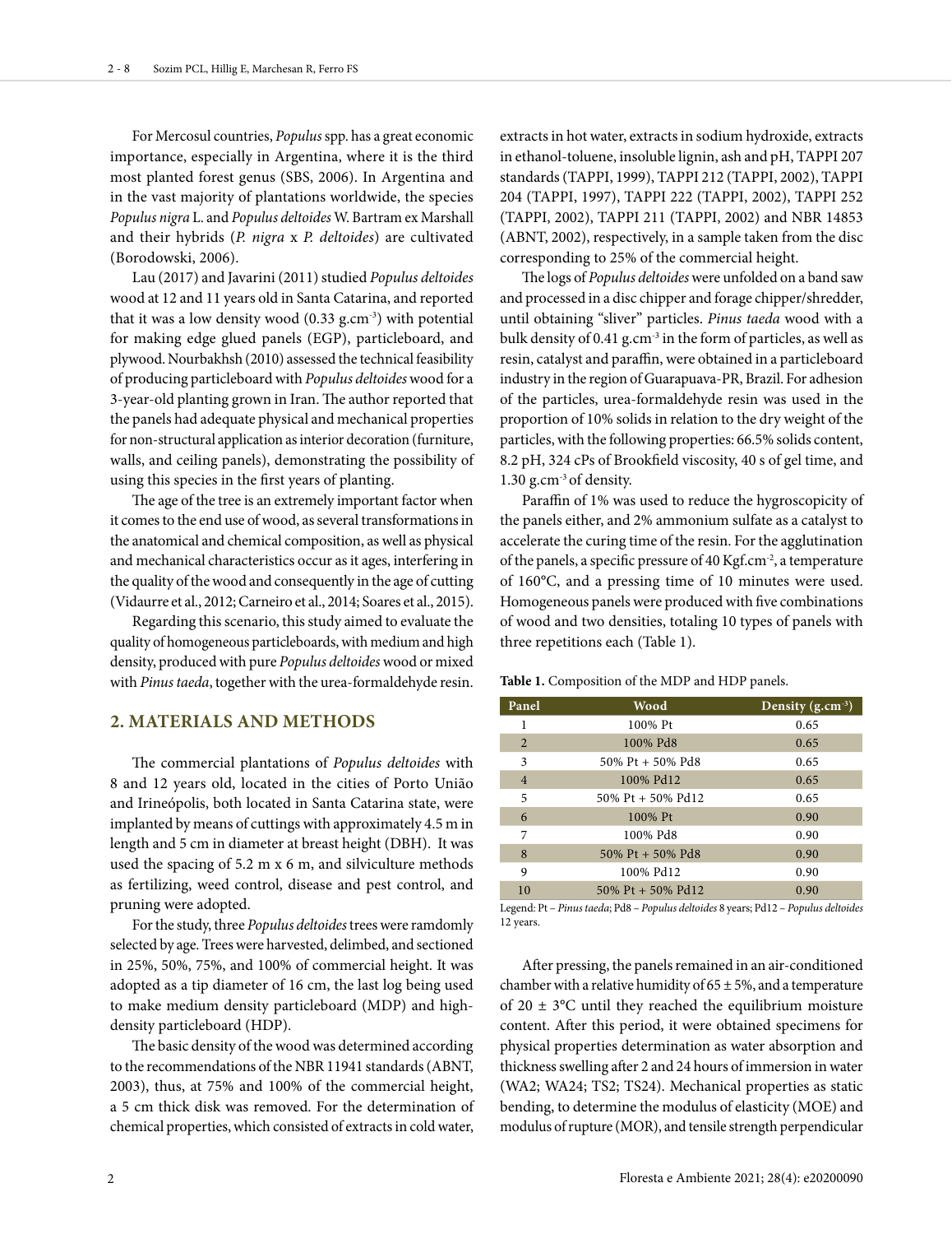For Mercosul countries, *Populus* spp. has a great economic importance, especially in Argentina, where it is the third most planted forest genus (SBS, 2006). In Argentina and in the vast majority of plantations worldwide, the species *Populus nigra* L. and *Populus deltoides* W. Bartram ex Marshall and their hybrids (*P. nigra* x *P. deltoides*) are cultivated (Borodowski, 2006).

Lau (2017) and Javarini (2011) studied *Populus deltoides* wood at 12 and 11 years old in Santa Catarina, and reported that it was a low density wood (0.33 g.cm$^{-3}$) with potential for making edge glued panels (EGP), particleboard, and plywood. Nourbakhsh (2010) assessed the technical feasibility of producing particleboard with *Populus deltoides* wood for a 3-year-old planting grown in Iran. The author reported that the panels had adequate physical and mechanical properties for non-structural application as interior decoration (furniture, walls, and ceiling panels), demonstrating the possibility of using this species in the first years of planting.

The age of the tree is an extremely important factor when it comes to the end use of wood, as several transformations in the anatomical and chemical composition, as well as physical and mechanical characteristics occur as it ages, interfering in the quality of the wood and consequently in the age of cutting (Vidaurre et al., 2012; Carneiro et al., 2014; Soares et al., 2015).

Regarding this scenario, this study aimed to evaluate the quality of homogeneous particleboards, with medium and high density, produced with pure *Populus deltoides* wood or mixed with *Pinus taeda*, together with the urea-formaldehyde resin.

## 2. MATERIALS AND METHODS

The commercial plantations of *Populus deltoides* with 8 and 12 years old, located in the cities of Porto União and Irineópolis, both located in Santa Catarina state, were implanted by means of cuttings with approximately 4.5 m in length and 5 cm in diameter at breast height (DBH). It was used the spacing of 5.2 m x 6 m, and silviculture methods as fertilizing, weed control, disease and pest control, and pruning were adopted.

For the study, three *Populus deltoides* trees were ramdomly selected by age. Trees were harvested, delimbed, and sectioned in 25%, 50%, 75%, and 100% of commercial height. It was adopted as a tip diameter of 16 cm, the last log being used to make medium density particleboard (MDP) and high-density particleboard (HDP).

The basic density of the wood was determined according to the recommendations of the NBR 11941 standards (ABNT, 2003), thus, at 75% and 100% of the commercial height, a 5 cm thick disk was removed. For the determination of chemical properties, which consisted of extracts in cold water, extracts in hot water, extracts in sodium hydroxide, extracts in ethanol-toluene, insoluble lignin, ash and pH, TAPPI 207 standards (TAPPI, 1999), TAPPI 212 (TAPPI, 2002), TAPPI 204 (TAPPI, 1997), TAPPI 222 (TAPPI, 2002), TAPPI 252 (TAPPI, 2002), TAPPI 211 (TAPPI, 2002) and NBR 14853 (ABNT, 2002), respectively, in a sample taken from the disc corresponding to 25% of the commercial height.

The logs of *Populus deltoides* were unfolded on a band saw and processed in a disc chipper and forage chipper/shredder, until obtaining "sliver" particles. *Pinus taeda* wood with a bulk density of 0.41 g.cm$^{-3}$ in the form of particles, as well as resin, catalyst and paraffin, were obtained in a particleboard industry in the region of Guarapuava-PR, Brazil. For adhesion of the particles, urea-formaldehyde resin was used in the proportion of 10% solids in relation to the dry weight of the particles, with the following properties: 66.5% solids content, 8.2 pH, 324 cPs of Brookfield viscosity, 40 s of gel time, and 1.30 g.cm$^{-3}$ of density.

Paraffin of 1% was used to reduce the hygroscopicity of the panels either, and 2% ammonium sulfate as a catalyst to accelerate the curing time of the resin. For the agglutination of the panels, a specific pressure of 40 Kgf.cm$^{-2}$, a temperature of 160°C, and a pressing time of 10 minutes were used. Homogeneous panels were produced with five combinations of wood and two densities, totaling 10 types of panels with three repetitions each (Table 1).

**Table 1.** Composition of the MDP and HDP panels.

| Panel | Wood | Density (g.cm$^{-3}$) |
|---|---|---|
| 1 | 100% Pt | 0.65 |
| 2 | 100% Pd8 | 0.65 |
| 3 | 50% Pt + 50% Pd8 | 0.65 |
| 4 | 100% Pd12 | 0.65 |
| 5 | 50% Pt + 50% Pd12 | 0.65 |
| 6 | 100% Pt | 0.90 |
| 7 | 100% Pd8 | 0.90 |
| 8 | 50% Pt + 50% Pd8 | 0.90 |
| 9 | 100% Pd12 | 0.90 |
| 10 | 50% Pt + 50% Pd12 | 0.90 |

Legend: Pt – *Pinus taeda*; Pd8 – *Populus deltoides* 8 years; Pd12 – *Populus deltoides* 12 years.

After pressing, the panels remained in an air-conditioned chamber with a relative humidity of 65 ± 5%, and a temperature of 20 ± 3°C until they reached the equilibrium moisture content. After this period, it were obtained specimens for physical properties determination as water absorption and thickness swelling after 2 and 24 hours of immersion in water (WA2; WA24; TS2; TS24). Mechanical properties as static bending, to determine the modulus of elasticity (MOE) and modulus of rupture (MOR), and tensile strength perpendicular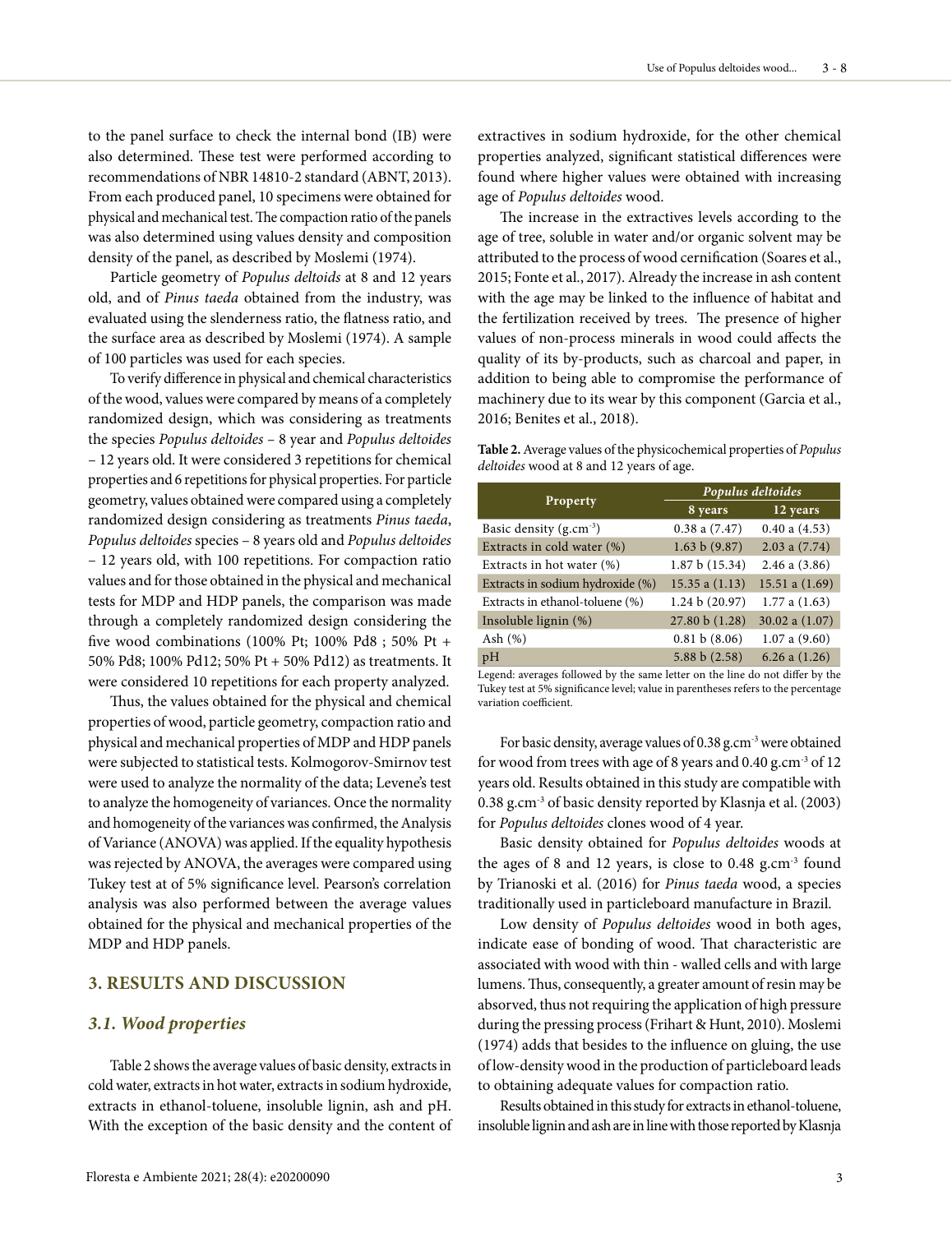to the panel surface to check the internal bond (IB) were also determined. These test were performed according to recommendations of NBR 14810-2 standard (ABNT, 2013). From each produced panel, 10 specimens were obtained for physical and mechanical test. The compaction ratio of the panels was also determined using values density and composition density of the panel, as described by Moslemi (1974).

Particle geometry of *Populus deltoids* at 8 and 12 years old, and of *Pinus taeda* obtained from the industry, was evaluated using the slenderness ratio, the flatness ratio, and the surface area as described by Moslemi (1974). A sample of 100 particles was used for each species.

To verify difference in physical and chemical characteristics of the wood, values were compared by means of a completely randomized design, which was considering as treatments the species *Populus deltoides* – 8 year and *Populus deltoides* – 12 years old. It were considered 3 repetitions for chemical properties and 6 repetitions for physical properties. For particle geometry, values obtained were compared using a completely randomized design considering as treatments *Pinus taeda*, *Populus deltoides* species – 8 years old and *Populus deltoides* – 12 years old, with 100 repetitions. For compaction ratio values and for those obtained in the physical and mechanical tests for MDP and HDP panels, the comparison was made through a completely randomized design considering the five wood combinations (100% Pt; 100% Pd8 ; 50% Pt + 50% Pd8; 100% Pd12; 50% Pt + 50% Pd12) as treatments. It were considered 10 repetitions for each property analyzed.

Thus, the values obtained for the physical and chemical properties of wood, particle geometry, compaction ratio and physical and mechanical properties of MDP and HDP panels were subjected to statistical tests. Kolmogorov-Smirnov test were used to analyze the normality of the data; Levene's test to analyze the homogeneity of variances. Once the normality and homogeneity of the variances was confirmed, the Analysis of Variance (ANOVA) was applied. If the equality hypothesis was rejected by ANOVA, the averages were compared using Tukey test at of 5% significance level. Pearson's correlation analysis was also performed between the average values obtained for the physical and mechanical properties of the MDP and HDP panels.

## 3. RESULTS AND DISCUSSION

### *3.1. Wood properties*

Table 2 shows the average values of basic density, extracts in cold water, extracts in hot water, extracts in sodium hydroxide, extracts in ethanol-toluene, insoluble lignin, ash and pH. With the exception of the basic density and the content of extractives in sodium hydroxide, for the other chemical properties analyzed, significant statistical differences were found where higher values were obtained with increasing age of *Populus deltoides* wood.

The increase in the extractives levels according to the age of tree, soluble in water and/or organic solvent may be attributed to the process of wood cernification (Soares et al., 2015; Fonte et al., 2017). Already the increase in ash content with the age may be linked to the influence of habitat and the fertilization received by trees. The presence of higher values of non-process minerals in wood could affects the quality of its by-products, such as charcoal and paper, in addition to being able to compromise the performance of machinery due to its wear by this component (Garcia et al., 2016; Benites et al., 2018).

**Table 2.** Average values of the physicochemical properties of *Populus deltoides* wood at 8 and 12 years of age.

| Property | *Populus deltoides* | |
|---|---|---|
| | 8 years | 12 years |
| Basic density (g.cm$^{-3}$) | 0.38 a (7.47) | 0.40 a (4.53) |
| Extracts in cold water (%) | 1.63 b (9.87) | 2.03 a (7.74) |
| Extracts in hot water (%) | 1.87 b (15.34) | 2.46 a (3.86) |
| Extracts in sodium hydroxide (%) | 15.35 a (1.13) | 15.51 a (1.69) |
| Extracts in ethanol-toluene (%) | 1.24 b (20.97) | 1.77 a (1.63) |
| Insoluble lignin (%) | 27.80 b (1.28) | 30.02 a (1.07) |
| Ash (%) | 0.81 b (8.06) | 1.07 a (9.60) |
| pH | 5.88 b (2.58) | 6.26 a (1.26) |

Legend: averages followed by the same letter on the line do not differ by the Tukey test at 5% significance level; value in parentheses refers to the percentage variation coefficient.

For basic density, average values of 0.38 g.cm$^{-3}$ were obtained for wood from trees with age of 8 years and 0.40 g.cm$^{-3}$ of 12 years old. Results obtained in this study are compatible with 0.38 g.cm$^{-3}$ of basic density reported by Klasnja et al. (2003) for *Populus deltoides* clones wood of 4 year.

Basic density obtained for *Populus deltoides* woods at the ages of 8 and 12 years, is close to 0.48 g.cm$^{-3}$ found by Trianoski et al. (2016) for *Pinus taeda* wood, a species traditionally used in particleboard manufacture in Brazil.

Low density of *Populus deltoides* wood in both ages, indicate ease of bonding of wood. That characteristic are associated with wood with thin - walled cells and with large lumens. Thus, consequently, a greater amount of resin may be absorved, thus not requiring the application of high pressure during the pressing process (Frihart & Hunt, 2010). Moslemi (1974) adds that besides to the influence on gluing, the use of low-density wood in the production of particleboard leads to obtaining adequate values for compaction ratio.

Results obtained in this study for extracts in ethanol-toluene, insoluble lignin and ash are in line with those reported by Klasnja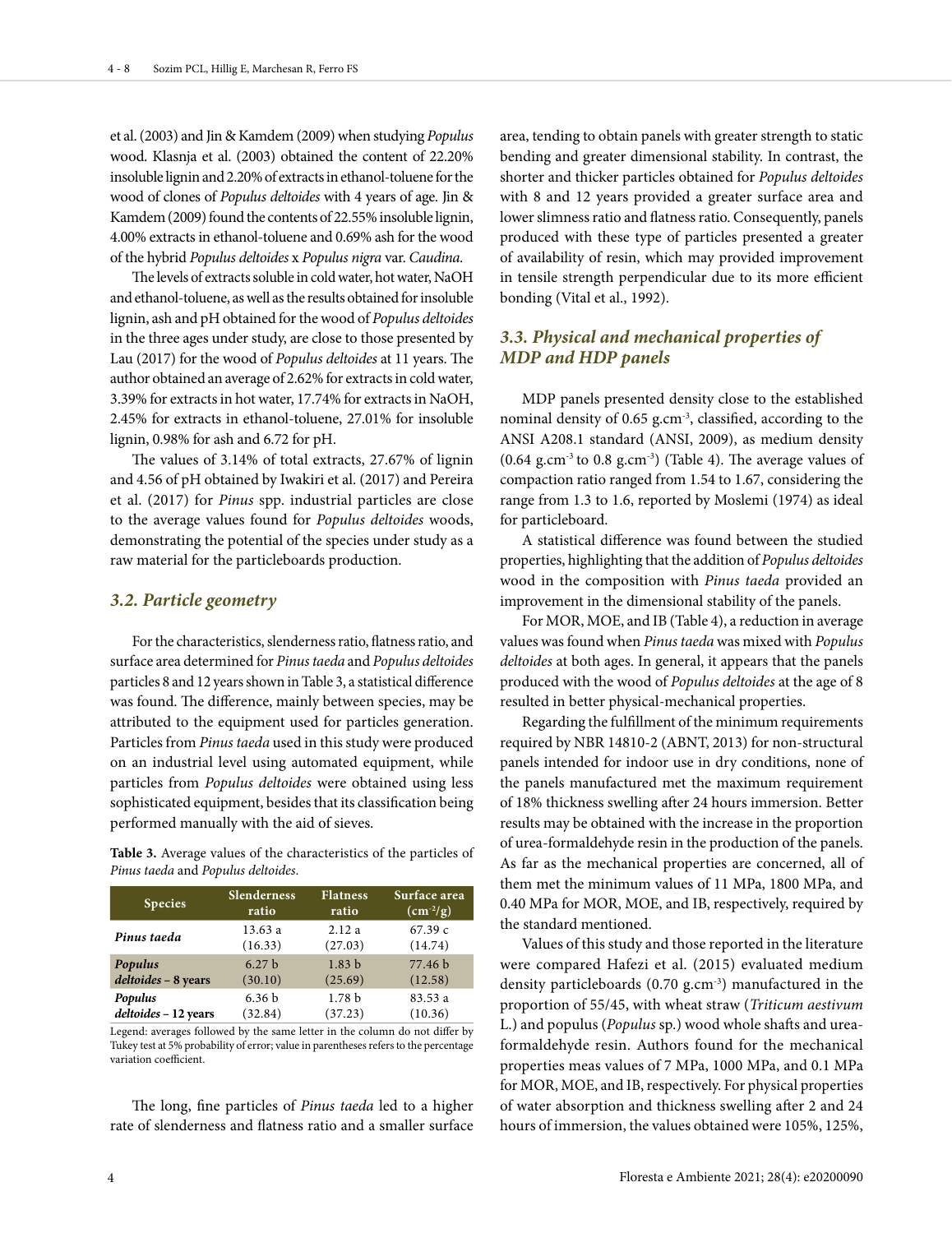et al. (2003) and Jin & Kamdem (2009) when studying *Populus* wood. Klasnja et al. (2003) obtained the content of 22.20% insoluble lignin and 2.20% of extracts in ethanol-toluene for the wood of clones of *Populus deltoides* with 4 years of age. Jin & Kamdem (2009) found the contents of 22.55% insoluble lignin, 4.00% extracts in ethanol-toluene and 0.69% ash for the wood of the hybrid *Populus deltoides* x *Populus nigra* var. *Caudina*.

The levels of extracts soluble in cold water, hot water, NaOH and ethanol-toluene, as well as the results obtained for insoluble lignin, ash and pH obtained for the wood of *Populus deltoides* in the three ages under study, are close to those presented by Lau (2017) for the wood of *Populus deltoides* at 11 years. The author obtained an average of 2.62% for extracts in cold water, 3.39% for extracts in hot water, 17.74% for extracts in NaOH, 2.45% for extracts in ethanol-toluene, 27.01% for insoluble lignin, 0.98% for ash and 6.72 for pH.

The values of 3.14% of total extracts, 27.67% of lignin and 4.56 of pH obtained by Iwakiri et al. (2017) and Pereira et al. (2017) for *Pinus* spp. industrial particles are close to the average values found for *Populus deltoides* woods, demonstrating the potential of the species under study as a raw material for the particleboards production.

### *3.2. Particle geometry*

For the characteristics, slenderness ratio, flatness ratio, and surface area determined for *Pinus taeda* and *Populus deltoides* particles 8 and 12 years shown in Table 3, a statistical difference was found. The difference, mainly between species, may be attributed to the equipment used for particles generation. Particles from *Pinus taeda* used in this study were produced on an industrial level using automated equipment, while particles from *Populus deltoides* were obtained using less sophisticated equipment, besides that its classification being performed manually with the aid of sieves.

**Table 3.** Average values of the characteristics of the particles of *Pinus taeda* and *Populus deltoides*.

| Species | Slenderness ratio | Flatness ratio | Surface area ($cm^{-2}/g$) |
|---|---|---|---|
| ***Pinus taeda*** | 13.63 a (16.33) | 2.12 a (27.03) | 67.39 c (14.74) |
| ***Populus deltoides* – 8 years** | 6.27 b (30.10) | 1.83 b (25.69) | 77.46 b (12.58) |
| ***Populus deltoides* – 12 years** | 6.36 b (32.84) | 1.78 b (37.23) | 83.53 a (10.36) |

Legend: averages followed by the same letter in the column do not differ by Tukey test at 5% probability of error; value in parentheses refers to the percentage variation coefficient.

The long, fine particles of *Pinus taeda* led to a higher rate of slenderness and flatness ratio and a smaller surface area, tending to obtain panels with greater strength to static bending and greater dimensional stability. In contrast, the shorter and thicker particles obtained for *Populus deltoides* with 8 and 12 years provided a greater surface area and lower slimness ratio and flatness ratio. Consequently, panels produced with these type of particles presented a greater of availability of resin, which may provided improvement in tensile strength perpendicular due to its more efficient bonding (Vital et al., 1992).

### *3.3. Physical and mechanical properties of MDP and HDP panels*

MDP panels presented density close to the established nominal density of 0.65 $g.cm^{-3}$, classified, according to the ANSI A208.1 standard (ANSI, 2009), as medium density (0.64 $g.cm^{-3}$ to 0.8 $g.cm^{-3}$) (Table 4). The average values of compaction ratio ranged from 1.54 to 1.67, considering the range from 1.3 to 1.6, reported by Moslemi (1974) as ideal for particleboard.

A statistical difference was found between the studied properties, highlighting that the addition of *Populus deltoides* wood in the composition with *Pinus taeda* provided an improvement in the dimensional stability of the panels.

For MOR, MOE, and IB (Table 4), a reduction in average values was found when *Pinus taeda* was mixed with *Populus deltoides* at both ages. In general, it appears that the panels produced with the wood of *Populus deltoides* at the age of 8 resulted in better physical-mechanical properties.

Regarding the fulfillment of the minimum requirements required by NBR 14810-2 (ABNT, 2013) for non-structural panels intended for indoor use in dry conditions, none of the panels manufactured met the maximum requirement of 18% thickness swelling after 24 hours immersion. Better results may be obtained with the increase in the proportion of urea-formaldehyde resin in the production of the panels. As far as the mechanical properties are concerned, all of them met the minimum values of 11 MPa, 1800 MPa, and 0.40 MPa for MOR, MOE, and IB, respectively, required by the standard mentioned.

Values of this study and those reported in the literature were compared Hafezi et al. (2015) evaluated medium density particleboards (0.70 $g.cm^{-3}$) manufactured in the proportion of 55/45, with wheat straw (*Triticum aestivum* L.) and populus (*Populus* sp.) wood whole shafts and urea-formaldehyde resin. Authors found for the mechanical properties meas values of 7 MPa, 1000 MPa, and 0.1 MPa for MOR, MOE, and IB, respectively. For physical properties of water absorption and thickness swelling after 2 and 24 hours of immersion, the values obtained were 105%, 125%,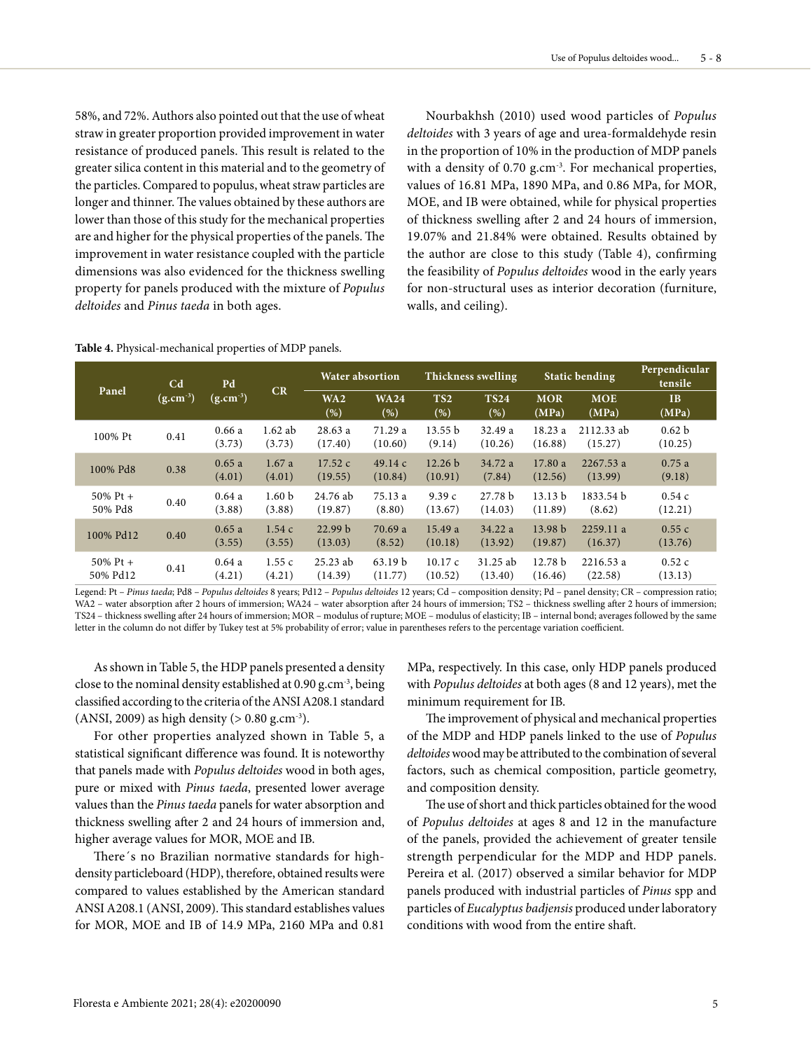58%, and 72%. Authors also pointed out that the use of wheat straw in greater proportion provided improvement in water resistance of produced panels. This result is related to the greater silica content in this material and to the geometry of the particles. Compared to populus, wheat straw particles are longer and thinner. The values obtained by these authors are lower than those of this study for the mechanical properties are and higher for the physical properties of the panels. The improvement in water resistance coupled with the particle dimensions was also evidenced for the thickness swelling property for panels produced with the mixture of *Populus deltoides* and *Pinus taeda* in both ages.

Nourbakhsh (2010) used wood particles of *Populus deltoides* with 3 years of age and urea-formaldehyde resin in the proportion of 10% in the production of MDP panels with a density of 0.70 g.cm$^{-3}$. For mechanical properties, values of 16.81 MPa, 1890 MPa, and 0.86 MPa, for MOR, MOE, and IB were obtained, while for physical properties of thickness swelling after 2 and 24 hours of immersion, 19.07% and 21.84% were obtained. Results obtained by the author are close to this study (Table 4), confirming the feasibility of *Populus deltoides* wood in the early years for non-structural uses as interior decoration (furniture, walls, and ceiling).

**Table 4.** Physical-mechanical properties of MDP panels.

| Panel | Cd (g.cm$^{-3}$) | Pd (g.cm$^{-3}$) | CR | Water absorption | | Thickness swelling | | Static bending | | Perpendicular tensile |
|---|---|---|---|---|---|---|---|---|---|---|
| | | | | WA2 (%) | WA24 (%) | TS2 (%) | TS24 (%) | MOR (MPa) | MOE (MPa) | IB (MPa) |
| 100% Pt | 0.41 | 0.66 a (3.73) | 1.62 ab (3.73) | 28.63 a (17.40) | 71.29 a (10.60) | 13.55 b (9.14) | 32.49 a (10.26) | 18.23 a (16.88) | 2112.33 ab (15.27) | 0.62 b (10.25) |
| 100% Pd8 | 0.38 | 0.65 a (4.01) | 1.67 a (4.01) | 17.52 c (19.55) | 49.14 c (10.84) | 12.26 b (10.91) | 34.72 a (7.84) | 17.80 a (12.56) | 2267.53 a (13.99) | 0.75 a (9.18) |
| 50% Pt + 50% Pd8 | 0.40 | 0.64 a (3.88) | 1.60 b (3.88) | 24.76 ab (19.87) | 75.13 a (8.80) | 9.39 c (13.67) | 27.78 b (14.03) | 13.13 b (11.89) | 1833.54 b (8.62) | 0.54 c (12.21) |
| 100% Pd12 | 0.40 | 0.65 a (3.55) | 1.54 c (3.55) | 22.99 b (13.03) | 70.69 a (8.52) | 15.49 a (10.18) | 34.22 a (13.92) | 13.98 b (19.87) | 2259.11 a (16.37) | 0.55 c (13.76) |
| 50% Pt + 50% Pd12 | 0.41 | 0.64 a (4.21) | 1.55 c (4.21) | 25.23 ab (14.39) | 63.19 b (11.77) | 10.17 c (10.52) | 31.25 ab (13.40) | 12.78 b (16.46) | 2216.53 a (22.58) | 0.52 c (13.13) |

Legend: Pt – *Pinus taeda*; Pd8 – *Populus deltoides* 8 years; Pd12 – *Populus deltoides* 12 years; Cd – composition density; Pd – panel density; CR – compression ratio; WA2 – water absorption after 2 hours of immersion; WA24 – water absorption after 24 hours of immersion; TS2 – thickness swelling after 2 hours of immersion; TS24 – thickness swelling after 24 hours of immersion; MOR – modulus of rupture; MOE – modulus of elasticity; IB – internal bond; averages followed by the same letter in the column do not differ by Tukey test at 5% probability of error; value in parentheses refers to the percentage variation coefficient.

As shown in Table 5, the HDP panels presented a density close to the nominal density established at 0.90 g.cm$^{-3}$, being classified according to the criteria of the ANSI A208.1 standard (ANSI, 2009) as high density (> 0.80 g.cm$^{-3}$).

For other properties analyzed shown in Table 5, a statistical significant difference was found. It is noteworthy that panels made with *Populus deltoides* wood in both ages, pure or mixed with *Pinus taeda*, presented lower average values than the *Pinus taeda* panels for water absorption and thickness swelling after 2 and 24 hours of immersion and, higher average values for MOR, MOE and IB.

There´s no Brazilian normative standards for high-density particleboard (HDP), therefore, obtained results were compared to values established by the American standard ANSI A208.1 (ANSI, 2009). This standard establishes values for MOR, MOE and IB of 14.9 MPa, 2160 MPa and 0.81 MPa, respectively. In this case, only HDP panels produced with *Populus deltoides* at both ages (8 and 12 years), met the minimum requirement for IB.

The improvement of physical and mechanical properties of the MDP and HDP panels linked to the use of *Populus deltoides* wood may be attributed to the combination of several factors, such as chemical composition, particle geometry, and composition density.

The use of short and thick particles obtained for the wood of *Populus deltoides* at ages 8 and 12 in the manufacture of the panels, provided the achievement of greater tensile strength perpendicular for the MDP and HDP panels. Pereira et al. (2017) observed a similar behavior for MDP panels produced with industrial particles of *Pinus* spp and particles of *Eucalyptus badjensis* produced under laboratory conditions with wood from the entire shaft.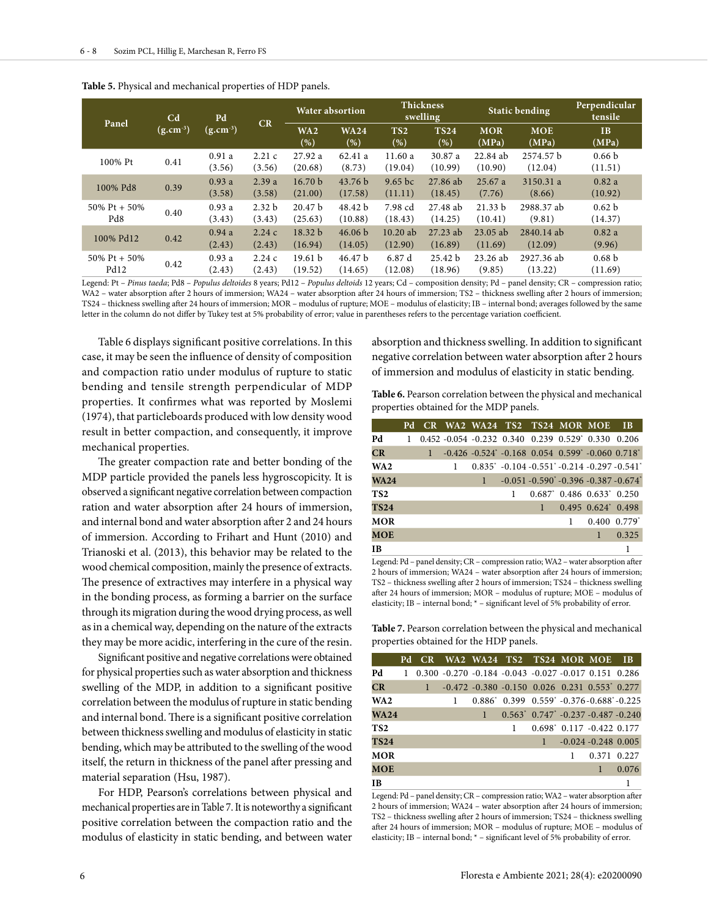**Table 5.** Physical and mechanical properties of HDP panels.

| Panel | Cd ($g.cm^{-3}$) | Pd ($g.cm^{-3}$) | CR | Water absorption | | Thickness swelling | | Static bending | | Perpendicular tensile |
|---|---|---|---|---|---|---|---|---|---|---|
| | | | | WA2 (%) | WA24 (%) | TS2 (%) | TS24 (%) | MOR (MPa) | MOE (MPa) | IB (MPa) |
| 100% Pt | 0.41 | 0.91 a (3.56) | 2.21 c (3.56) | 27.92 a (20.68) | 62.41 a (8.73) | 11.60 a (19.04) | 30.87 a (10.99) | 22.84 ab (10.90) | 2574.57 b (12.04) | 0.66 b (11.51) |
| 100% Pd8 | 0.39 | 0.93 a (3.58) | 2.39 a (3.58) | 16.70 b (21.00) | 43.76 b (17.58) | 9.65 bc (11.11) | 27.86 ab (18.45) | 25.67 a (7.76) | 3150.31 a (8.66) | 0.82 a (10.92) |
| 50% Pt + 50% Pd8 | 0.40 | 0.93 a (3.43) | 2.32 b (3.43) | 20.47 b (25.63) | 48.42 b (10.88) | 7.98 cd (18.43) | 27.48 ab (14.25) | 21.33 b (10.41) | 2988.37 ab (9.81) | 0.62 b (14.37) |
| 100% Pd12 | 0.42 | 0.94 a (2.43) | 2.24 c (2.43) | 18.32 b (16.94) | 46.06 b (14.05) | 10.20 ab (12.90) | 27.23 ab (16.89) | 23.05 ab (11.69) | 2840.14 ab (12.09) | 0.82 a (9.96) |
| 50% Pt + 50% Pd12 | 0.42 | 0.93 a (2.43) | 2.24 c (2.43) | 19.61 b (19.52) | 46.47 b (14.65) | 6.87 d (12.08) | 25.42 b (18.96) | 23.26 ab (9.85) | 2927.36 ab (13.22) | 0.68 b (11.69) |

Legend: Pt – *Pinus taeda*; Pd8 – *Populus deltoides* 8 years; Pd12 – *Populus deltoids* 12 years; Cd – composition density; Pd – panel density; CR – compression ratio; WA2 – water absorption after 2 hours of immersion; WA24 – water absorption after 24 hours of immersion; TS2 – thickness swelling after 2 hours of immersion; TS24 – thickness swelling after 24 hours of immersion; MOR – modulus of rupture; MOE – modulus of elasticity; IB – internal bond; averages followed by the same letter in the column do not differ by Tukey test at 5% probability of error; value in parentheses refers to the percentage variation coefficient.

Table 6 displays significant positive correlations. In this case, it may be seen the influence of density of composition and compaction ratio under modulus of rupture to static bending and tensile strength perpendicular of MDP properties. It confirmes what was reported by Moslemi (1974), that particleboards produced with low density wood result in better compaction, and consequently, it improve mechanical properties.

The greater compaction rate and better bonding of the MDP particle provided the panels less hygroscopicity. It is observed a significant negative correlation between compaction ration and water absorption after 24 hours of immersion, and internal bond and water absorption after 2 and 24 hours of immersion. According to Frihart and Hunt (2010) and Trianoski et al. (2013), this behavior may be related to the wood chemical composition, mainly the presence of extracts. The presence of extractives may interfere in a physical way in the bonding process, as forming a barrier on the surface through its migration during the wood drying process, as well as in a chemical way, depending on the nature of the extracts they may be more acidic, interfering in the cure of the resin.

Significant positive and negative correlations were obtained for physical properties such as water absorption and thickness swelling of the MDP, in addition to a significant positive correlation between the modulus of rupture in static bending and internal bond. There is a significant positive correlation between thickness swelling and modulus of elasticity in static bending, which may be attributed to the swelling of the wood itself, the return in thickness of the panel after pressing and material separation (Hsu, 1987).

For HDP, Pearson's correlations between physical and mechanical properties are in Table 7. It is noteworthy a significant positive correlation between the compaction ratio and the modulus of elasticity in static bending, and between water absorption and thickness swelling. In addition to significant negative correlation between water absorption after 2 hours of immersion and modulus of elasticity in static bending.

**Table 6.** Pearson correlation between the physical and mechanical properties obtained for the MDP panels.

| | Pd | CR | WA2 | WA24 | TS2 | TS24 | MOR | MOE | IB |
|---|---|---|---|---|---|---|---|---|---|
| **Pd** | 1 | 0.452 | -0.054 | -0.232 | 0.340 | 0.239 | 0.529* | 0.330 | 0.206 |
| **CR** | | 1 | -0.426 | -0.524* | -0.168 | 0.054 | 0.599* | -0.060 | 0.718* |
| **WA2** | | | 1 | 0.835* | -0.104 | -0.551* | -0.214 | -0.297 | -0.541* |
| **WA24** | | | | 1 | -0.051 | -0.590* | -0.396 | -0.387 | -0.674* |
| **TS2** | | | | | 1 | 0.687* | 0.486 | 0.633* | 0.250 |
| **TS24** | | | | | | 1 | 0.495 | 0.624* | 0.498 |
| **MOR** | | | | | | | 1 | 0.400 | 0.779* |
| **MOE** | | | | | | | | 1 | 0.325 |
| **IB** | | | | | | | | | 1 |

Legend: Pd – panel density; CR – compression ratio; WA2 – water absorption after 2 hours of immersion; WA24 – water absorption after 24 hours of immersion; TS2 – thickness swelling after 2 hours of immersion; TS24 – thickness swelling after 24 hours of immersion; MOR – modulus of rupture; MOE – modulus of elasticity; IB – internal bond; * – significant level of 5% probability of error.

**Table 7.** Pearson correlation between the physical and mechanical properties obtained for the HDP panels.

| | Pd | CR | WA2 | WA24 | TS2 | TS24 | MOR | MOE | IB |
|---|---|---|---|---|---|---|---|---|---|
| **Pd** | 1 | 0.300 | -0.270 | -0.184 | -0.043 | -0.027 | -0.017 | 0.151 | 0.286 |
| **CR** | | 1 | -0.472 | -0.380 | -0.150 | 0.026 | 0.231 | 0.553* | 0.277 |
| **WA2** | | | 1 | 0.886* | 0.399 | 0.559* | -0.376 | -0.688* | -0.225 |
| **WA24** | | | | 1 | 0.563* | 0.747* | -0.237 | -0.487 | -0.240 |
| **TS2** | | | | | 1 | 0.698* | 0.117 | -0.422 | 0.177 |
| **TS24** | | | | | | 1 | -0.024 | -0.248 | 0.005 |
| **MOR** | | | | | | | 1 | 0.371 | 0.227 |
| **MOE** | | | | | | | | 1 | 0.076 |
| **IB** | | | | | | | | | 1 |

Legend: Pd – panel density; CR – compression ratio; WA2 – water absorption after 2 hours of immersion; WA24 – water absorption after 24 hours of immersion; TS2 – thickness swelling after 2 hours of immersion; TS24 – thickness swelling after 24 hours of immersion; MOR – modulus of rupture; MOE – modulus of elasticity; IB – internal bond; * – significant level of 5% probability of error.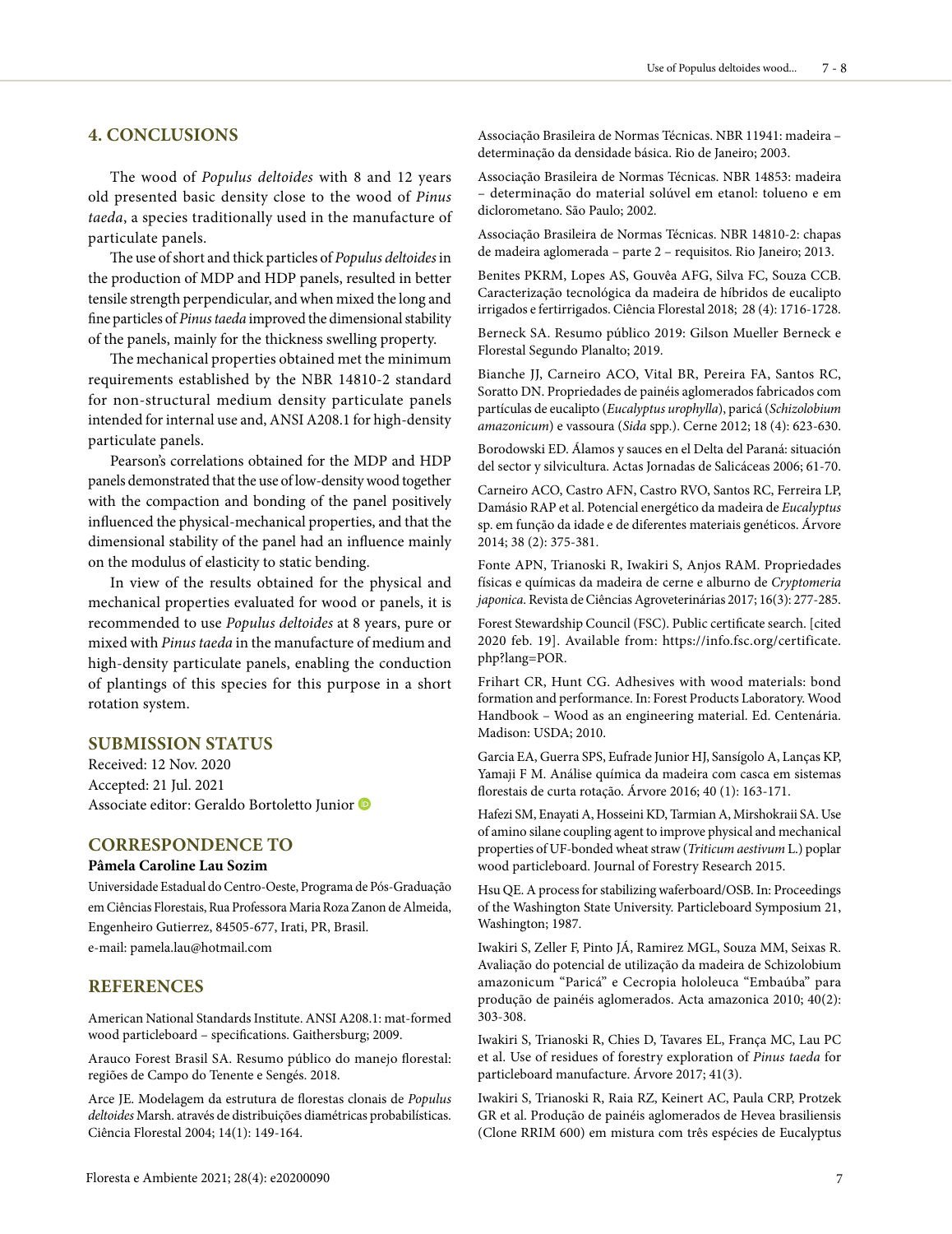## 4. CONCLUSIONS

The wood of *Populus deltoides* with 8 and 12 years old presented basic density close to the wood of *Pinus taeda*, a species traditionally used in the manufacture of particulate panels.

The use of short and thick particles of *Populus deltoides* in the production of MDP and HDP panels, resulted in better tensile strength perpendicular, and when mixed the long and fine particles of *Pinus taeda* improved the dimensional stability of the panels, mainly for the thickness swelling property.

The mechanical properties obtained met the minimum requirements established by the NBR 14810-2 standard for non-structural medium density particulate panels intended for internal use and, ANSI A208.1 for high-density particulate panels.

Pearson's correlations obtained for the MDP and HDP panels demonstrated that the use of low-density wood together with the compaction and bonding of the panel positively influenced the physical-mechanical properties, and that the dimensional stability of the panel had an influence mainly on the modulus of elasticity to static bending.

In view of the results obtained for the physical and mechanical properties evaluated for wood or panels, it is recommended to use *Populus deltoides* at 8 years, pure or mixed with *Pinus taeda* in the manufacture of medium and high-density particulate panels, enabling the conduction of plantings of this species for this purpose in a short rotation system.

## SUBMISSION STATUS

Received: 12 Nov. 2020
Accepted: 21 Jul. 2021
Associate editor: Geraldo Bortoletto Junior

## CORRESPONDENCE TO

**Pâmela Caroline Lau Sozim**

Universidade Estadual do Centro-Oeste, Programa de Pós-Graduação em Ciências Florestais, Rua Professora Maria Roza Zanon de Almeida, Engenheiro Gutierrez, 84505-677, Irati, PR, Brasil.
e-mail: pamela.lau@hotmail.com

## REFERENCES

American National Standards Institute. ANSI A208.1: mat-formed wood particleboard – specifications. Gaithersburg; 2009.

Arauco Forest Brasil SA. Resumo público do manejo florestal: regiões de Campo do Tenente e Sengés. 2018.

Arce JE. Modelagem da estrutura de florestas clonais de *Populus deltoides* Marsh. através de distribuições diamétricas probabilísticas. Ciência Florestal 2004; 14(1): 149-164.

Associação Brasileira de Normas Técnicas. NBR 11941: madeira – determinação da densidade básica. Rio de Janeiro; 2003.

Associação Brasileira de Normas Técnicas. NBR 14853: madeira – determinação do material solúvel em etanol: tolueno e em diclorometano. São Paulo; 2002.

Associação Brasileira de Normas Técnicas. NBR 14810-2: chapas de madeira aglomerada – parte 2 – requisitos. Rio Janeiro; 2013.

Benites PKRM, Lopes AS, Gouvêa AFG, Silva FC, Souza CCB. Caracterização tecnológica da madeira de híbridos de eucalipto irrigados e fertirrigados. Ciência Florestal 2018; 28 (4): 1716-1728.

Berneck SA. Resumo público 2019: Gilson Mueller Berneck e Florestal Segundo Planalto; 2019.

Bianche JJ, Carneiro ACO, Vital BR, Pereira FA, Santos RC, Soratto DN. Propriedades de painéis aglomerados fabricados com partículas de eucalipto (*Eucalyptus urophylla*), paricá (*Schizolobium amazonicum*) e vassoura (*Sida* spp.). Cerne 2012; 18 (4): 623-630.

Borodowski ED. Álamos y sauces en el Delta del Paraná: situación del sector y silvicultura. Actas Jornadas de Salicáceas 2006; 61-70.

Carneiro ACO, Castro AFN, Castro RVO, Santos RC, Ferreira LP, Damásio RAP et al. Potencial energético da madeira de *Eucalyptus* sp. em função da idade e de diferentes materiais genéticos. Árvore 2014; 38 (2): 375-381.

Fonte APN, Trianoski R, Iwakiri S, Anjos RAM. Propriedades físicas e químicas da madeira de cerne e alburno de *Cryptomeria japonica*. Revista de Ciências Agroveterinárias 2017; 16(3): 277-285.

Forest Stewardship Council (FSC). Public certificate search. [cited 2020 feb. 19]. Available from: https://info.fsc.org/certificate.php?lang=POR.

Frihart CR, Hunt CG. Adhesives with wood materials: bond formation and performance. In: Forest Products Laboratory. Wood Handbook – Wood as an engineering material. Ed. Centenária. Madison: USDA; 2010.

Garcia EA, Guerra SPS, Eufrade Junior HJ, Sansígolo A, Lanças KP, Yamaji F M. Análise química da madeira com casca em sistemas florestais de curta rotação. Árvore 2016; 40 (1): 163-171.

Hafezi SM, Enayati A, Hosseini KD, Tarmian A, Mirshokraii SA. Use of amino silane coupling agent to improve physical and mechanical properties of UF-bonded wheat straw (*Triticum aestivum* L.) poplar wood particleboard. Journal of Forestry Research 2015.

Hsu QE. A process for stabilizing waferboard/OSB. In: Proceedings of the Washington State University. Particleboard Symposium 21, Washington; 1987.

Iwakiri S, Zeller F, Pinto JÁ, Ramirez MGL, Souza MM, Seixas R. Avaliação do potencial de utilização da madeira de Schizolobium amazonicum "Paricá" e Cecropia hololeuca "Embaúba" para produção de painéis aglomerados. Acta amazonica 2010; 40(2): 303-308.

Iwakiri S, Trianoski R, Chies D, Tavares EL, França MC, Lau PC et al. Use of residues of forestry exploration of *Pinus taeda* for particleboard manufacture. Árvore 2017; 41(3).

Iwakiri S, Trianoski R, Raia RZ, Keinert AC, Paula CRP, Protzek GR et al. Produção de painéis aglomerados de Hevea brasiliensis (Clone RRIM 600) em mistura com três espécies de Eucalyptus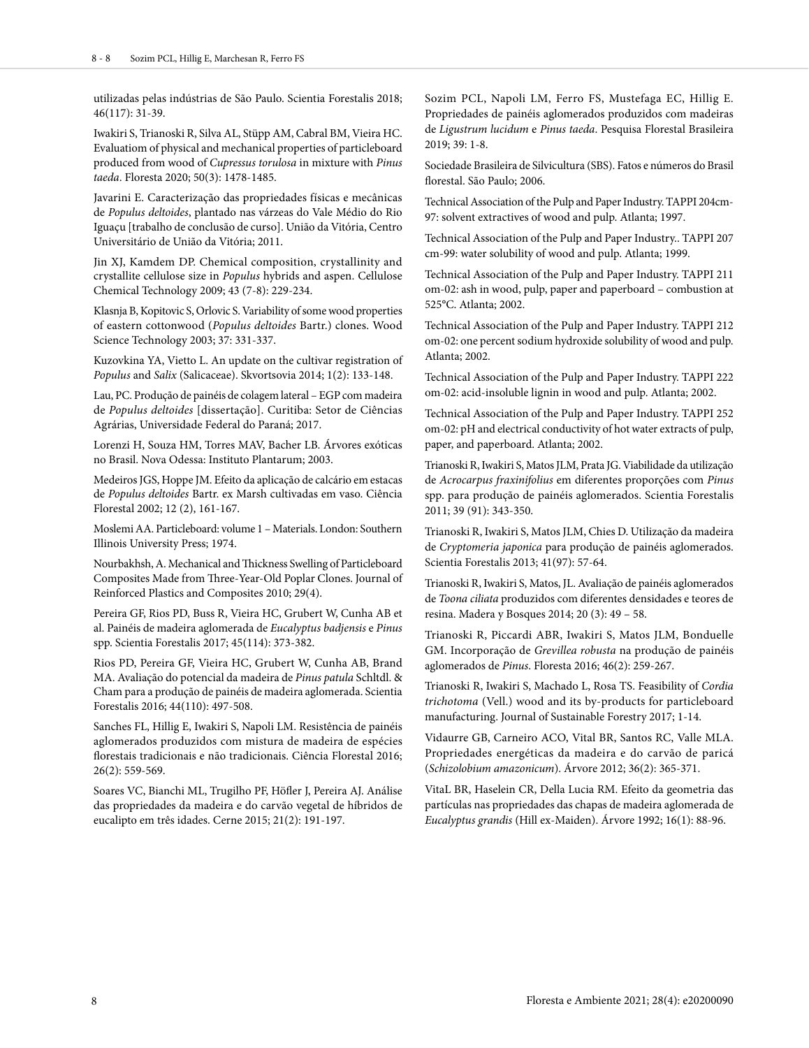utilizadas pelas indústrias de São Paulo. Scientia Forestalis 2018; 46(117): 31-39.

Iwakiri S, Trianoski R, Silva AL, Stüpp AM, Cabral BM, Vieira HC. Evaluatiom of physical and mechanical properties of particleboard produced from wood of *Cupressus torulosa* in mixture with *Pinus taeda*. Floresta 2020; 50(3): 1478-1485.

Javarini E. Caracterização das propriedades físicas e mecânicas de *Populus deltoides*, plantado nas várzeas do Vale Médio do Rio Iguaçu [trabalho de conclusão de curso]. União da Vitória, Centro Universitário de União da Vitória; 2011.

Jin XJ, Kamdem DP. Chemical composition, crystallinity and crystallite cellulose size in *Populus* hybrids and aspen. Cellulose Chemical Technology 2009; 43 (7-8): 229-234.

Klasnja B, Kopitovic S, Orlovic S. Variability of some wood properties of eastern cottonwood (*Populus deltoides* Bartr.) clones. Wood Science Technology 2003; 37: 331-337.

Kuzovkina YA, Vietto L. An update on the cultivar registration of *Populus* and *Salix* (Salicaceae). Skvortsovia 2014; 1(2): 133-148.

Lau, PC. Produção de painéis de colagem lateral – EGP com madeira de *Populus deltoides* [dissertação]. Curitiba: Setor de Ciências Agrárias, Universidade Federal do Paraná; 2017.

Lorenzi H, Souza HM, Torres MAV, Bacher LB. Árvores exóticas no Brasil. Nova Odessa: Instituto Plantarum; 2003.

Medeiros JGS, Hoppe JM. Efeito da aplicação de calcário em estacas de *Populus deltoides* Bartr. ex Marsh cultivadas em vaso. Ciência Florestal 2002; 12 (2), 161-167.

Moslemi AA. Particleboard: volume 1 – Materials. London: Southern Illinois University Press; 1974.

Nourbakhsh, A. Mechanical and Thickness Swelling of Particleboard Composites Made from Three-Year-Old Poplar Clones. Journal of Reinforced Plastics and Composites 2010; 29(4).

Pereira GF, Rios PD, Buss R, Vieira HC, Grubert W, Cunha AB et al. Painéis de madeira aglomerada de *Eucalyptus badjensis* e *Pinus* spp. Scientia Forestalis 2017; 45(114): 373-382.

Rios PD, Pereira GF, Vieira HC, Grubert W, Cunha AB, Brand MA. Avaliação do potencial da madeira de *Pinus patula* Schltdl. & Cham para a produção de painéis de madeira aglomerada. Scientia Forestalis 2016; 44(110): 497-508.

Sanches FL, Hillig E, Iwakiri S, Napoli LM. Resistência de painéis aglomerados produzidos com mistura de madeira de espécies florestais tradicionais e não tradicionais. Ciência Florestal 2016; 26(2): 559-569.

Soares VC, Bianchi ML, Trugilho PF, Höfler J, Pereira AJ. Análise das propriedades da madeira e do carvão vegetal de híbridos de eucalipto em três idades. Cerne 2015; 21(2): 191-197.

Sozim PCL, Napoli LM, Ferro FS, Mustefaga EC, Hillig E. Propriedades de painéis aglomerados produzidos com madeiras de *Ligustrum lucidum* e *Pinus taeda*. Pesquisa Florestal Brasileira 2019; 39: 1-8.

Sociedade Brasileira de Silvicultura (SBS). Fatos e números do Brasil florestal. São Paulo; 2006.

Technical Association of the Pulp and Paper Industry. TAPPI 204cm-97: solvent extractives of wood and pulp. Atlanta; 1997.

Technical Association of the Pulp and Paper Industry.. TAPPI 207 cm-99: water solubility of wood and pulp. Atlanta; 1999.

Technical Association of the Pulp and Paper Industry. TAPPI 211 om-02: ash in wood, pulp, paper and paperboard – combustion at 525°C. Atlanta; 2002.

Technical Association of the Pulp and Paper Industry. TAPPI 212 om-02: one percent sodium hydroxide solubility of wood and pulp. Atlanta; 2002.

Technical Association of the Pulp and Paper Industry. TAPPI 222 om-02: acid-insoluble lignin in wood and pulp. Atlanta; 2002.

Technical Association of the Pulp and Paper Industry. TAPPI 252 om-02: pH and electrical conductivity of hot water extracts of pulp, paper, and paperboard. Atlanta; 2002.

Trianoski R, Iwakiri S, Matos JLM, Prata JG. Viabilidade da utilização de *Acrocarpus fraxinifolius* em diferentes proporções com *Pinus* spp. para produção de painéis aglomerados. Scientia Forestalis 2011; 39 (91): 343-350.

Trianoski R, Iwakiri S, Matos JLM, Chies D. Utilização da madeira de *Cryptomeria japonica* para produção de painéis aglomerados. Scientia Forestalis 2013; 41(97): 57-64.

Trianoski R, Iwakiri S, Matos, JL. Avaliação de painéis aglomerados de *Toona ciliata* produzidos com diferentes densidades e teores de resina. Madera y Bosques 2014; 20 (3): 49 – 58.

Trianoski R, Piccardi ABR, Iwakiri S, Matos JLM, Bonduelle GM. Incorporação de *Grevillea robusta* na produção de painéis aglomerados de *Pinus*. Floresta 2016; 46(2): 259-267.

Trianoski R, Iwakiri S, Machado L, Rosa TS. Feasibility of *Cordia trichotoma* (Vell.) wood and its by-products for particleboard manufacturing. Journal of Sustainable Forestry 2017; 1-14.

Vidaurre GB, Carneiro ACO, Vital BR, Santos RC, Valle MLA. Propriedades energéticas da madeira e do carvão de paricá (*Schizolobium amazonicum*). Árvore 2012; 36(2): 365-371.

VitaL BR, Haselein CR, Della Lucia RM. Efeito da geometria das partículas nas propriedades das chapas de madeira aglomerada de *Eucalyptus grandis* (Hill ex-Maiden). Árvore 1992; 16(1): 88-96.